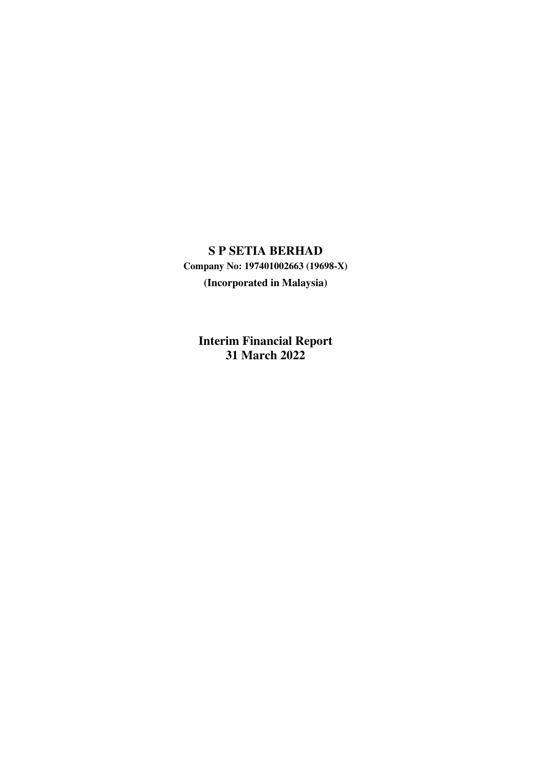# S P SETIA BERHAD

**Company No: 197401002663 (19698-X)**

**(Incorporated in Malaysia)**

## Interim Financial Report
## 31 March 2022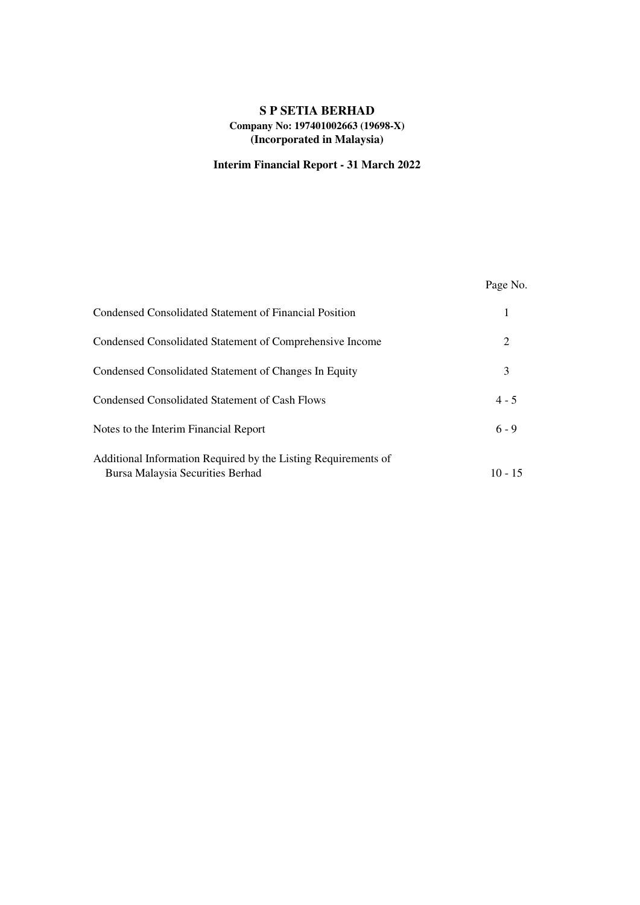# S P SETIA BERHAD

**Company No: 197401002663 (19698-X)**
**(Incorporated in Malaysia)**

**Interim Financial Report - 31 March 2022**

| | Page No. |
|---|---|
| Condensed Consolidated Statement of Financial Position | 1 |
| Condensed Consolidated Statement of Comprehensive Income | 2 |
| Condensed Consolidated Statement of Changes In Equity | 3 |
| Condensed Consolidated Statement of Cash Flows | 4 - 5 |
| Notes to the Interim Financial Report | 6 - 9 |
| Additional Information Required by the Listing Requirements of Bursa Malaysia Securities Berhad | 10 - 15 |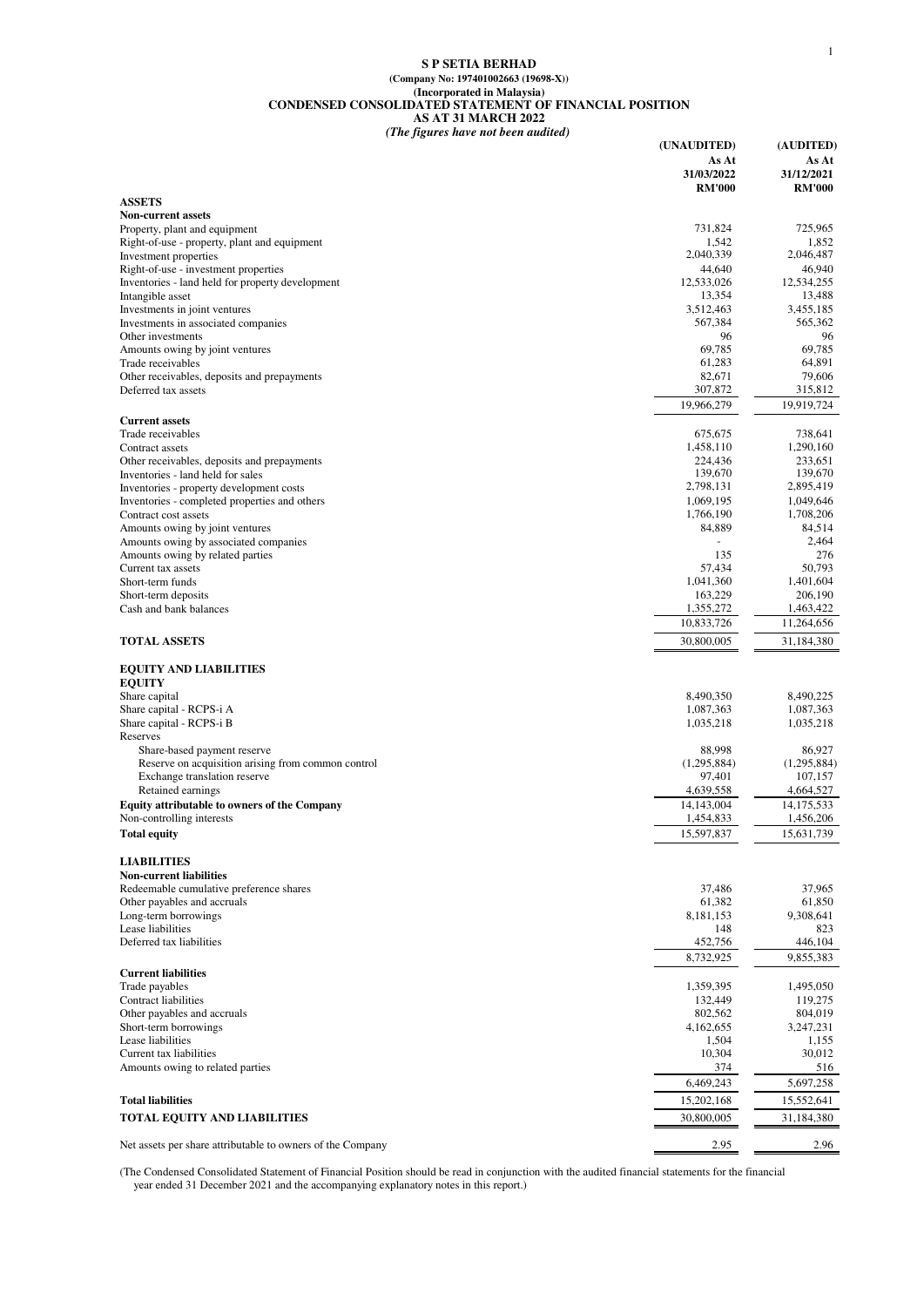# S P SETIA BERHAD

**(Company No: 197401002663 (19698-X))**

**(Incorporated in Malaysia)**

## CONDENSED CONSOLIDATED STATEMENT OF FINANCIAL POSITION

**AS AT 31 MARCH 2022**

*(The figures have not been audited)*

| | (UNAUDITED) As At 31/03/2022 RM'000 | (AUDITED) As At 31/12/2021 RM'000 |
|---|---|---|
| **ASSETS** | | |
| **Non-current assets** | | |
| Property, plant and equipment | 731,824 | 725,965 |
| Right-of-use - property, plant and equipment | 1,542 | 1,852 |
| Investment properties | 2,040,339 | 2,046,487 |
| Right-of-use - investment properties | 44,640 | 46,940 |
| Inventories - land held for property development | 12,533,026 | 12,534,255 |
| Intangible asset | 13,354 | 13,488 |
| Investments in joint ventures | 3,512,463 | 3,455,185 |
| Investments in associated companies | 567,384 | 565,362 |
| Other investments | 96 | 96 |
| Amounts owing by joint ventures | 69,785 | 69,785 |
| Trade receivables | 61,283 | 64,891 |
| Other receivables, deposits and prepayments | 82,671 | 79,606 |
| Deferred tax assets | 307,872 | 315,812 |
| | 19,966,279 | 19,919,724 |
| **Current assets** | | |
| Trade receivables | 675,675 | 738,641 |
| Contract assets | 1,458,110 | 1,290,160 |
| Other receivables, deposits and prepayments | 224,436 | 233,651 |
| Inventories - land held for sales | 139,670 | 139,670 |
| Inventories - property development costs | 2,798,131 | 2,895,419 |
| Inventories - completed properties and others | 1,069,195 | 1,049,646 |
| Contract cost assets | 1,766,190 | 1,708,206 |
| Amounts owing by joint ventures | 84,889 | 84,514 |
| Amounts owing by associated companies | - | 2,464 |
| Amounts owing by related parties | 135 | 276 |
| Current tax assets | 57,434 | 50,793 |
| Short-term funds | 1,041,360 | 1,401,604 |
| Short-term deposits | 163,229 | 206,190 |
| Cash and bank balances | 1,355,272 | 1,463,422 |
| | 10,833,726 | 11,264,656 |
| **TOTAL ASSETS** | 30,800,005 | 31,184,380 |
| **EQUITY AND LIABILITIES** | | |
| **EQUITY** | | |
| Share capital | 8,490,350 | 8,490,225 |
| Share capital - RCPS-i A | 1,087,363 | 1,087,363 |
| Share capital - RCPS-i B | 1,035,218 | 1,035,218 |
| Reserves | | |
| Share-based payment reserve | 88,998 | 86,927 |
| Reserve on acquisition arising from common control | (1,295,884) | (1,295,884) |
| Exchange translation reserve | 97,401 | 107,157 |
| Retained earnings | 4,639,558 | 4,664,527 |
| **Equity attributable to owners of the Company** | 14,143,004 | 14,175,533 |
| Non-controlling interests | 1,454,833 | 1,456,206 |
| **Total equity** | 15,597,837 | 15,631,739 |
| **LIABILITIES** | | |
| **Non-current liabilities** | | |
| Redeemable cumulative preference shares | 37,486 | 37,965 |
| Other payables and accruals | 61,382 | 61,850 |
| Long-term borrowings | 8,181,153 | 9,308,641 |
| Lease liabilities | 148 | 823 |
| Deferred tax liabilities | 452,756 | 446,104 |
| | 8,732,925 | 9,855,383 |
| **Current liabilities** | | |
| Trade payables | 1,359,395 | 1,495,050 |
| Contract liabilities | 132,449 | 119,275 |
| Other payables and accruals | 802,562 | 804,019 |
| Short-term borrowings | 4,162,655 | 3,247,231 |
| Lease liabilities | 1,504 | 1,155 |
| Current tax liabilities | 10,304 | 30,012 |
| Amounts owing to related parties | 374 | 516 |
| | 6,469,243 | 5,697,258 |
| **Total liabilities** | 15,202,168 | 15,552,641 |
| **TOTAL EQUITY AND LIABILITIES** | 30,800,005 | 31,184,380 |
| Net assets per share attributable to owners of the Company | 2.95 | 2.96 |

(The Condensed Consolidated Statement of Financial Position should be read in conjunction with the audited financial statements for the financial year ended 31 December 2021 and the accompanying explanatory notes in this report.)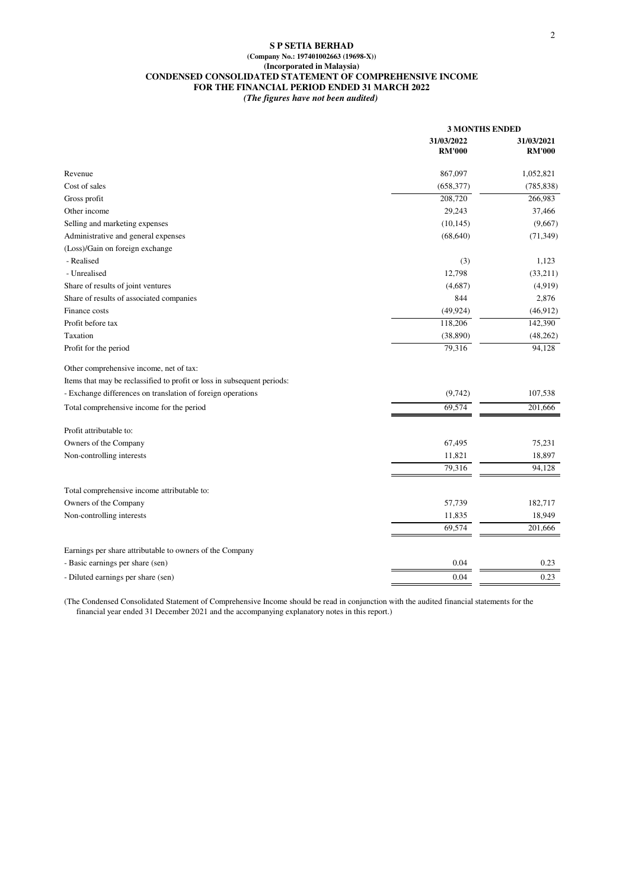**S P SETIA BERHAD**
**(Company No.: 197401002663 (19698-X))**
**(Incorporated in Malaysia)**

# CONDENSED CONSOLIDATED STATEMENT OF COMPREHENSIVE INCOME
## FOR THE FINANCIAL PERIOD ENDED 31 MARCH 2022

***(The figures have not been audited)***

| | 3 MONTHS ENDED | |
|---|---|---|
| | **31/03/2022 RM'000** | **31/03/2021 RM'000** |
| Revenue | 867,097 | 1,052,821 |
| Cost of sales | (658,377) | (785,838) |
| Gross profit | 208,720 | 266,983 |
| Other income | 29,243 | 37,466 |
| Selling and marketing expenses | (10,145) | (9,667) |
| Administrative and general expenses | (68,640) | (71,349) |
| (Loss)/Gain on foreign exchange | | |
| - Realised | (3) | 1,123 |
| - Unrealised | 12,798 | (33,211) |
| Share of results of joint ventures | (4,687) | (4,919) |
| Share of results of associated companies | 844 | 2,876 |
| Finance costs | (49,924) | (46,912) |
| Profit before tax | 118,206 | 142,390 |
| Taxation | (38,890) | (48,262) |
| Profit for the period | 79,316 | 94,128 |
| Other comprehensive income, net of tax: | | |
| Items that may be reclassified to profit or loss in subsequent periods: | | |
| - Exchange differences on translation of foreign operations | (9,742) | 107,538 |
| Total comprehensive income for the period | 69,574 | 201,666 |
| Profit attributable to: | | |
| Owners of the Company | 67,495 | 75,231 |
| Non-controlling interests | 11,821 | 18,897 |
| | 79,316 | 94,128 |
| Total comprehensive income attributable to: | | |
| Owners of the Company | 57,739 | 182,717 |
| Non-controlling interests | 11,835 | 18,949 |
| | 69,574 | 201,666 |
| Earnings per share attributable to owners of the Company | | |
| - Basic earnings per share (sen) | 0.04 | 0.23 |
| - Diluted earnings per share (sen) | 0.04 | 0.23 |

(The Condensed Consolidated Statement of Comprehensive Income should be read in conjunction with the audited financial statements for the financial year ended 31 December 2021 and the accompanying explanatory notes in this report.)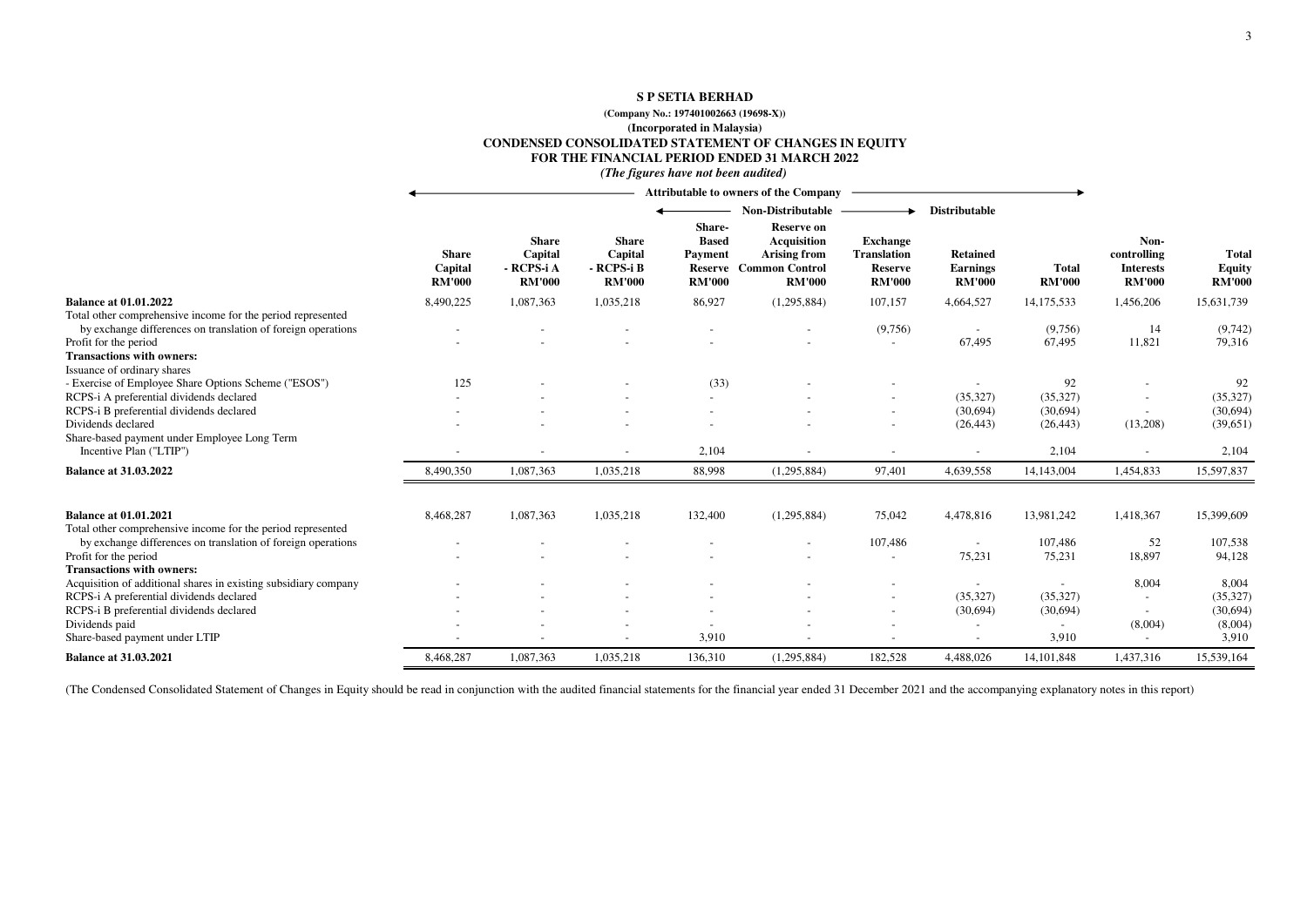# S P SETIA BERHAD

**(Company No.: 197401002663 (19698-X))**

**(Incorporated in Malaysia)**

## CONDENSED CONSOLIDATED STATEMENT OF CHANGES IN EQUITY
## FOR THE FINANCIAL PERIOD ENDED 31 MARCH 2022

*(The figures have not been audited)*

| | Attributable to owners of the Company | | | | | | | | | |
|---|---|---|---|---|---|---|---|---|---|---|
| | | | | Non-Distributable | | | Distributable | | | |
| | Share Capital RM'000 | Share Capital - RCPS-i A RM'000 | Share Capital - RCPS-i B RM'000 | Share-Based Payment Reserve RM'000 | Reserve on Acquisition Arising from Common Control RM'000 | Exchange Translation Reserve RM'000 | Retained Earnings RM'000 | Total RM'000 | Non-controlling Interests RM'000 | Total Equity RM'000 |
| **Balance at 01.01.2022** | 8,490,225 | 1,087,363 | 1,035,218 | 86,927 | (1,295,884) | 107,157 | 4,664,527 | 14,175,533 | 1,456,206 | 15,631,739 |
| Total other comprehensive income for the period represented by exchange differences on translation of foreign operations | - | - | - | - | - | (9,756) | - | (9,756) | 14 | (9,742) |
| Profit for the period | - | - | - | - | - | - | 67,495 | 67,495 | 11,821 | 79,316 |
| **Transactions with owners:** | | | | | | | | | | |
| Issuance of ordinary shares | | | | | | | | | | |
| - Exercise of Employee Share Options Scheme ("ESOS") | 125 | - | - | (33) | - | - | - | 92 | - | 92 |
| RCPS-i A preferential dividends declared | - | - | - | - | - | - | (35,327) | (35,327) | - | (35,327) |
| RCPS-i B preferential dividends declared | - | - | - | - | - | - | (30,694) | (30,694) | - | (30,694) |
| Dividends declared | - | - | - | - | - | - | (26,443) | (26,443) | (13,208) | (39,651) |
| Share-based payment under Employee Long Term Incentive Plan ("LTIP") | - | - | - | 2,104 | - | - | - | 2,104 | - | 2,104 |
| **Balance at 31.03.2022** | 8,490,350 | 1,087,363 | 1,035,218 | 88,998 | (1,295,884) | 97,401 | 4,639,558 | 14,143,004 | 1,454,833 | 15,597,837 |
| | | | | | | | | | | |
| **Balance at 01.01.2021** | 8,468,287 | 1,087,363 | 1,035,218 | 132,400 | (1,295,884) | 75,042 | 4,478,816 | 13,981,242 | 1,418,367 | 15,399,609 |
| Total other comprehensive income for the period represented by exchange differences on translation of foreign operations | - | - | - | - | - | 107,486 | - | 107,486 | 52 | 107,538 |
| Profit for the period | - | - | - | - | - | - | 75,231 | 75,231 | 18,897 | 94,128 |
| **Transactions with owners:** | | | | | | | | | | |
| Acquisition of additional shares in existing subsidiary company | - | - | - | - | - | - | - | - | 8,004 | 8,004 |
| RCPS-i A preferential dividends declared | - | - | - | - | - | - | (35,327) | (35,327) | - | (35,327) |
| RCPS-i B preferential dividends declared | - | - | - | - | - | - | (30,694) | (30,694) | - | (30,694) |
| Dividends paid | - | - | - | - | - | - | - | - | (8,004) | (8,004) |
| Share-based payment under LTIP | - | - | - | 3,910 | - | - | - | 3,910 | - | 3,910 |
| **Balance at 31.03.2021** | 8,468,287 | 1,087,363 | 1,035,218 | 136,310 | (1,295,884) | 182,528 | 4,488,026 | 14,101,848 | 1,437,316 | 15,539,164 |

(The Condensed Consolidated Statement of Changes in Equity should be read in conjunction with the audited financial statements for the financial year ended 31 December 2021 and the accompanying explanatory notes in this report)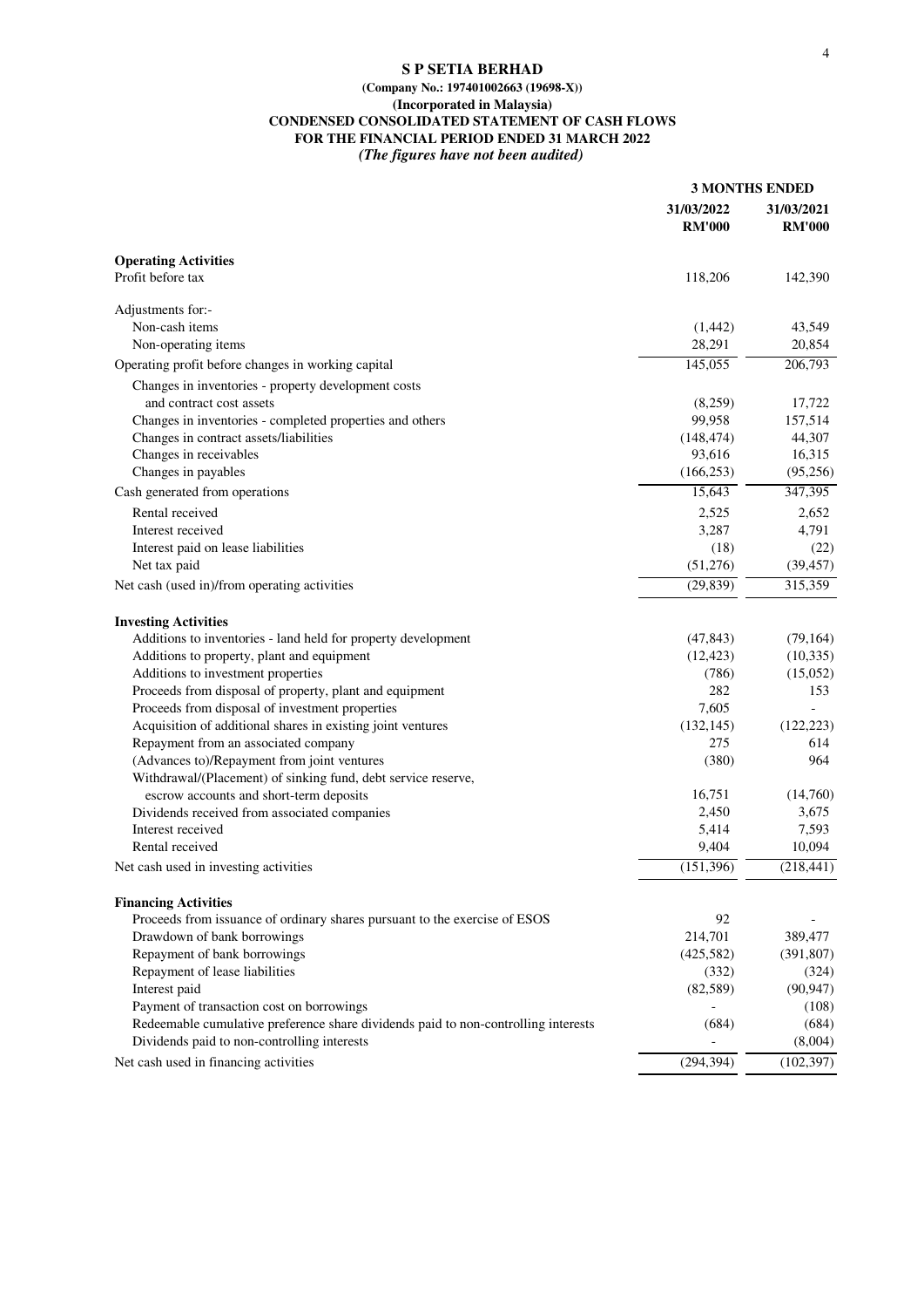**S P SETIA BERHAD**
**(Company No.: 197401002663 (19698-X))**
**(Incorporated in Malaysia)**
**CONDENSED CONSOLIDATED STATEMENT OF CASH FLOWS**
**FOR THE FINANCIAL PERIOD ENDED 31 MARCH 2022**
***(The figures have not been audited)***

| | 3 MONTHS ENDED | |
|---|---|---|
| | 31/03/2022 RM'000 | 31/03/2021 RM'000 |
| **Operating Activities** | | |
| Profit before tax | 118,206 | 142,390 |
| Adjustments for:- | | |
| Non-cash items | (1,442) | 43,549 |
| Non-operating items | 28,291 | 20,854 |
| Operating profit before changes in working capital | 145,055 | 206,793 |
| Changes in inventories - property development costs and contract cost assets | (8,259) | 17,722 |
| Changes in inventories - completed properties and others | 99,958 | 157,514 |
| Changes in contract assets/liabilities | (148,474) | 44,307 |
| Changes in receivables | 93,616 | 16,315 |
| Changes in payables | (166,253) | (95,256) |
| Cash generated from operations | 15,643 | 347,395 |
| Rental received | 2,525 | 2,652 |
| Interest received | 3,287 | 4,791 |
| Interest paid on lease liabilities | (18) | (22) |
| Net tax paid | (51,276) | (39,457) |
| Net cash (used in)/from operating activities | (29,839) | 315,359 |
| **Investing Activities** | | |
| Additions to inventories - land held for property development | (47,843) | (79,164) |
| Additions to property, plant and equipment | (12,423) | (10,335) |
| Additions to investment properties | (786) | (15,052) |
| Proceeds from disposal of property, plant and equipment | 282 | 153 |
| Proceeds from disposal of investment properties | 7,605 | - |
| Acquisition of additional shares in existing joint ventures | (132,145) | (122,223) |
| Repayment from an associated company | 275 | 614 |
| (Advances to)/Repayment from joint ventures | (380) | 964 |
| Withdrawal/(Placement) of sinking fund, debt service reserve, escrow accounts and short-term deposits | 16,751 | (14,760) |
| Dividends received from associated companies | 2,450 | 3,675 |
| Interest received | 5,414 | 7,593 |
| Rental received | 9,404 | 10,094 |
| Net cash used in investing activities | (151,396) | (218,441) |
| **Financing Activities** | | |
| Proceeds from issuance of ordinary shares pursuant to the exercise of ESOS | 92 | - |
| Drawdown of bank borrowings | 214,701 | 389,477 |
| Repayment of bank borrowings | (425,582) | (391,807) |
| Repayment of lease liabilities | (332) | (324) |
| Interest paid | (82,589) | (90,947) |
| Payment of transaction cost on borrowings | - | (108) |
| Redeemable cumulative preference share dividends paid to non-controlling interests | (684) | (684) |
| Dividends paid to non-controlling interests | - | (8,004) |
| Net cash used in financing activities | (294,394) | (102,397) |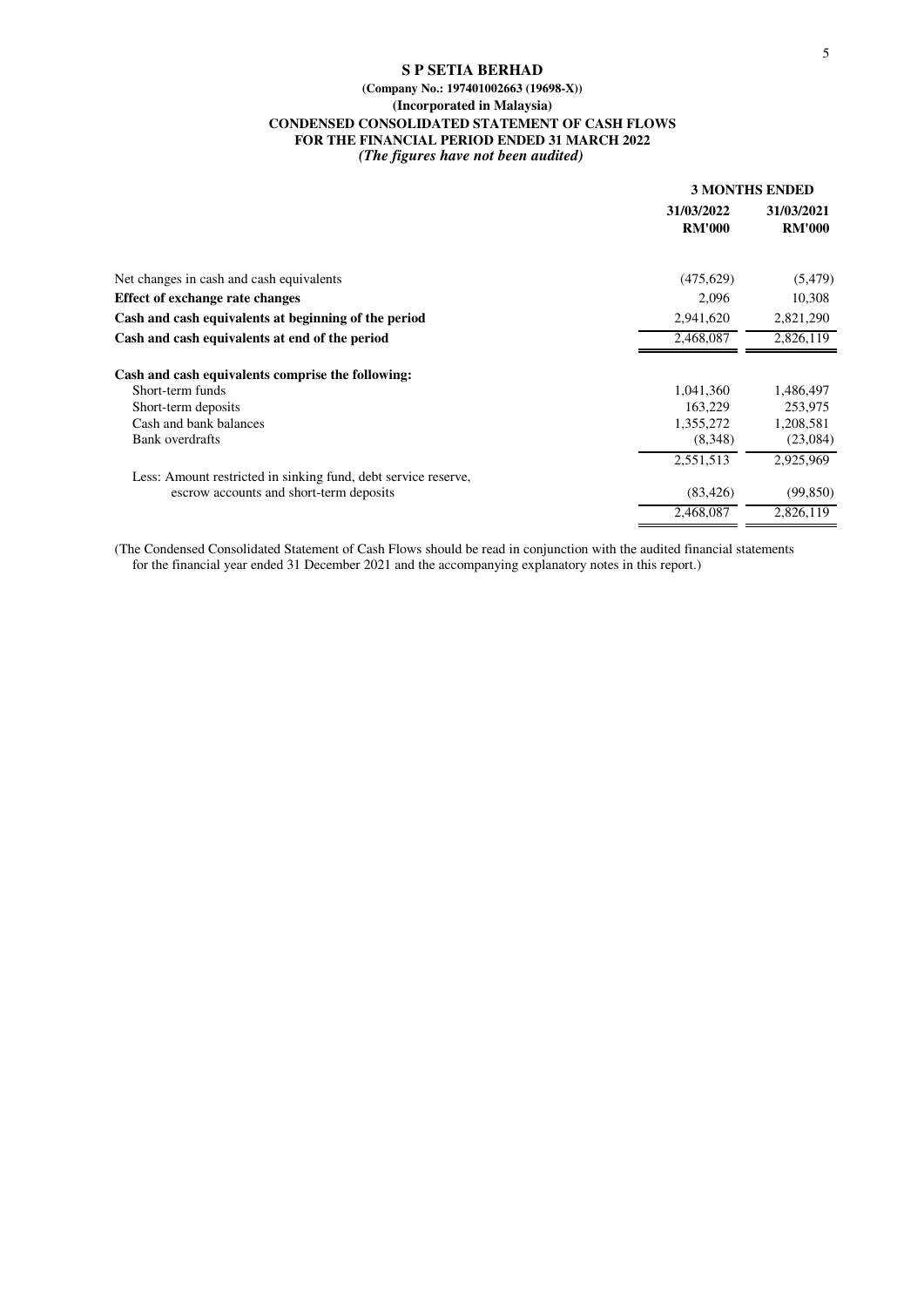**S P SETIA BERHAD**
**(Company No.: 197401002663 (19698-X))**
**(Incorporated in Malaysia)**
**CONDENSED CONSOLIDATED STATEMENT OF CASH FLOWS**
**FOR THE FINANCIAL PERIOD ENDED 31 MARCH 2022**
***(The figures have not been audited)***

| | **3 MONTHS ENDED** | |
|---|---|---|
| | **31/03/2022** | **31/03/2021** |
| | **RM'000** | **RM'000** |
| Net changes in cash and cash equivalents | (475,629) | (5,479) |
| **Effect of exchange rate changes** | 2,096 | 10,308 |
| **Cash and cash equivalents at beginning of the period** | 2,941,620 | 2,821,290 |
| **Cash and cash equivalents at end of the period** | 2,468,087 | 2,826,119 |
| | | |
| **Cash and cash equivalents comprise the following:** | | |
| Short-term funds | 1,041,360 | 1,486,497 |
| Short-term deposits | 163,229 | 253,975 |
| Cash and bank balances | 1,355,272 | 1,208,581 |
| Bank overdrafts | (8,348) | (23,084) |
| | 2,551,513 | 2,925,969 |
| Less: Amount restricted in sinking fund, debt service reserve, escrow accounts and short-term deposits | (83,426) | (99,850) |
| | 2,468,087 | 2,826,119 |

(The Condensed Consolidated Statement of Cash Flows should be read in conjunction with the audited financial statements for the financial year ended 31 December 2021 and the accompanying explanatory notes in this report.)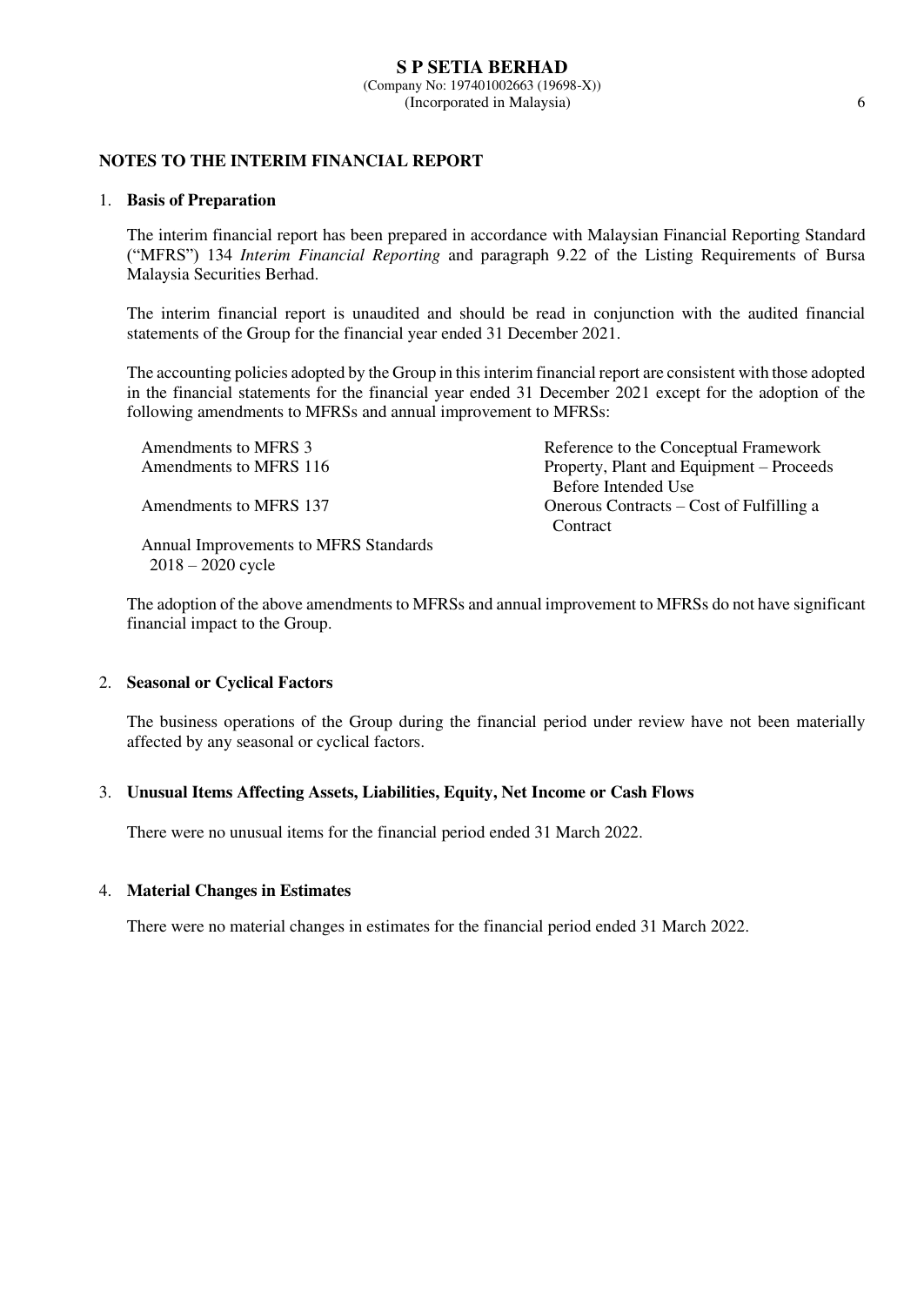## NOTES TO THE INTERIM FINANCIAL REPORT

1. **Basis of Preparation**

The interim financial report has been prepared in accordance with Malaysian Financial Reporting Standard ("MFRS") 134 *Interim Financial Reporting* and paragraph 9.22 of the Listing Requirements of Bursa Malaysia Securities Berhad.

The interim financial report is unaudited and should be read in conjunction with the audited financial statements of the Group for the financial year ended 31 December 2021.

The accounting policies adopted by the Group in this interim financial report are consistent with those adopted in the financial statements for the financial year ended 31 December 2021 except for the adoption of the following amendments to MFRSs and annual improvement to MFRSs:

| | |
|---|---|
| Amendments to MFRS 3 | Reference to the Conceptual Framework |
| Amendments to MFRS 116 | Property, Plant and Equipment – Proceeds Before Intended Use |
| Amendments to MFRS 137 | Onerous Contracts – Cost of Fulfilling a Contract |
| Annual Improvements to MFRS Standards 2018 – 2020 cycle | |

The adoption of the above amendments to MFRSs and annual improvement to MFRSs do not have significant financial impact to the Group.

2. **Seasonal or Cyclical Factors**

The business operations of the Group during the financial period under review have not been materially affected by any seasonal or cyclical factors.

3. **Unusual Items Affecting Assets, Liabilities, Equity, Net Income or Cash Flows**

There were no unusual items for the financial period ended 31 March 2022.

4. **Material Changes in Estimates**

There were no material changes in estimates for the financial period ended 31 March 2022.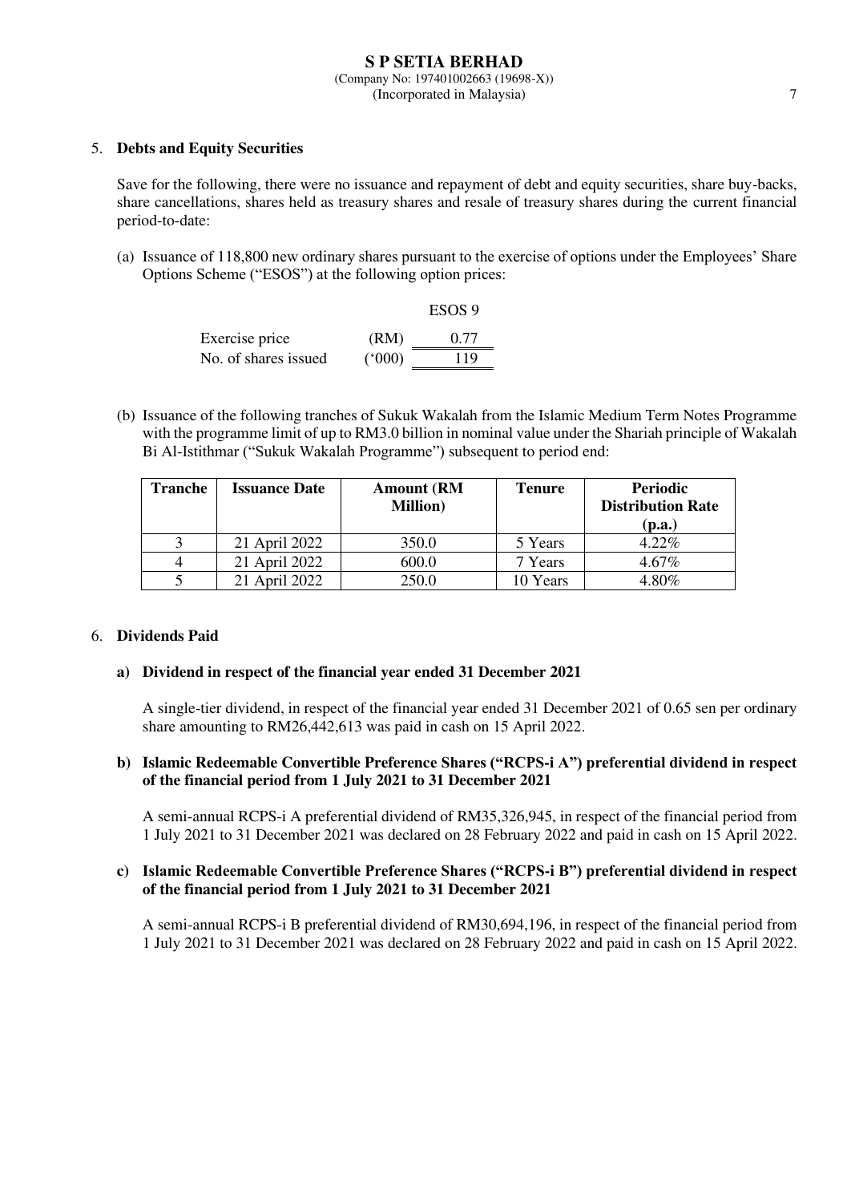## 5. Debts and Equity Securities

Save for the following, there were no issuance and repayment of debt and equity securities, share buy-backs, share cancellations, shares held as treasury shares and resale of treasury shares during the current financial period-to-date:

(a) Issuance of 118,800 new ordinary shares pursuant to the exercise of options under the Employees' Share Options Scheme ("ESOS") at the following option prices:

| | | ESOS 9 |
|---|---|---|
| Exercise price | (RM) | 0.77 |
| No. of shares issued | ('000) | 119 |

(b) Issuance of the following tranches of Sukuk Wakalah from the Islamic Medium Term Notes Programme with the programme limit of up to RM3.0 billion in nominal value under the Shariah principle of Wakalah Bi Al-Istithmar ("Sukuk Wakalah Programme") subsequent to period end:

| Tranche | Issuance Date | Amount (RM Million) | Tenure | Periodic Distribution Rate (p.a.) |
|---|---|---|---|---|
| 3 | 21 April 2022 | 350.0 | 5 Years | 4.22% |
| 4 | 21 April 2022 | 600.0 | 7 Years | 4.67% |
| 5 | 21 April 2022 | 250.0 | 10 Years | 4.80% |

## 6. Dividends Paid

### a) Dividend in respect of the financial year ended 31 December 2021

A single-tier dividend, in respect of the financial year ended 31 December 2021 of 0.65 sen per ordinary share amounting to RM26,442,613 was paid in cash on 15 April 2022.

### b) Islamic Redeemable Convertible Preference Shares ("RCPS-i A") preferential dividend in respect of the financial period from 1 July 2021 to 31 December 2021

A semi-annual RCPS-i A preferential dividend of RM35,326,945, in respect of the financial period from 1 July 2021 to 31 December 2021 was declared on 28 February 2022 and paid in cash on 15 April 2022.

### c) Islamic Redeemable Convertible Preference Shares ("RCPS-i B") preferential dividend in respect of the financial period from 1 July 2021 to 31 December 2021

A semi-annual RCPS-i B preferential dividend of RM30,694,196, in respect of the financial period from 1 July 2021 to 31 December 2021 was declared on 28 February 2022 and paid in cash on 15 April 2022.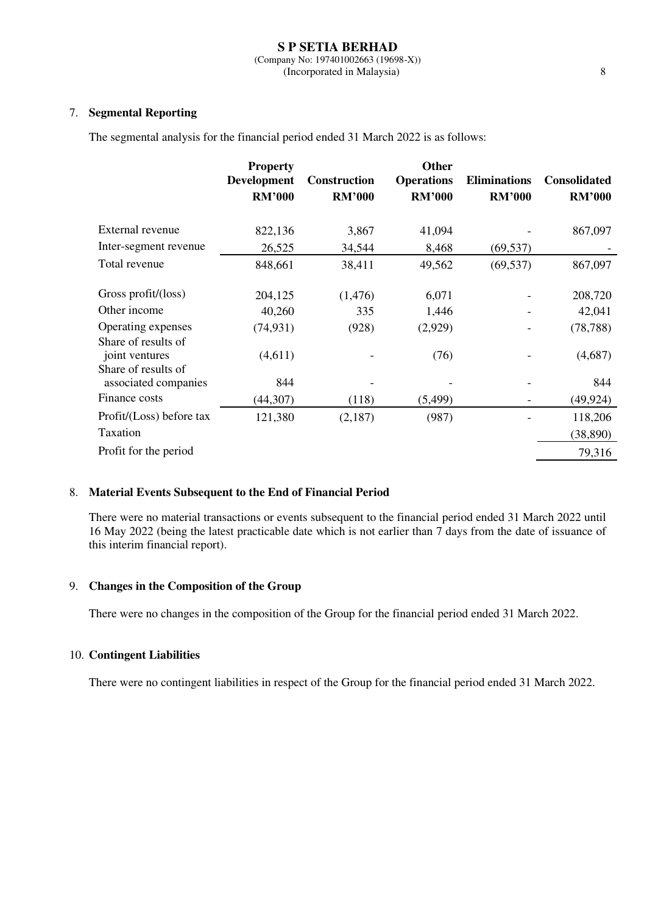## 7. Segmental Reporting

The segmental analysis for the financial period ended 31 March 2022 is as follows:

| | Property Development RM'000 | Construction RM'000 | Other Operations RM'000 | Eliminations RM'000 | Consolidated RM'000 |
|---|---|---|---|---|---|
| External revenue | 822,136 | 3,867 | 41,094 | - | 867,097 |
| Inter-segment revenue | 26,525 | 34,544 | 8,468 | (69,537) | - |
| Total revenue | 848,661 | 38,411 | 49,562 | (69,537) | 867,097 |
| | | | | | |
| Gross profit/(loss) | 204,125 | (1,476) | 6,071 | - | 208,720 |
| Other income | 40,260 | 335 | 1,446 | - | 42,041 |
| Operating expenses | (74,931) | (928) | (2,929) | - | (78,788) |
| Share of results of joint ventures | (4,611) | - | (76) | - | (4,687) |
| Share of results of associated companies | 844 | - | - | - | 844 |
| Finance costs | (44,307) | (118) | (5,499) | - | (49,924) |
| Profit/(Loss) before tax | 121,380 | (2,187) | (987) | - | 118,206 |
| Taxation | | | | | (38,890) |
| Profit for the period | | | | | 79,316 |

## 8. Material Events Subsequent to the End of Financial Period

There were no material transactions or events subsequent to the financial period ended 31 March 2022 until 16 May 2022 (being the latest practicable date which is not earlier than 7 days from the date of issuance of this interim financial report).

## 9. Changes in the Composition of the Group

There were no changes in the composition of the Group for the financial period ended 31 March 2022.

## 10. Contingent Liabilities

There were no contingent liabilities in respect of the Group for the financial period ended 31 March 2022.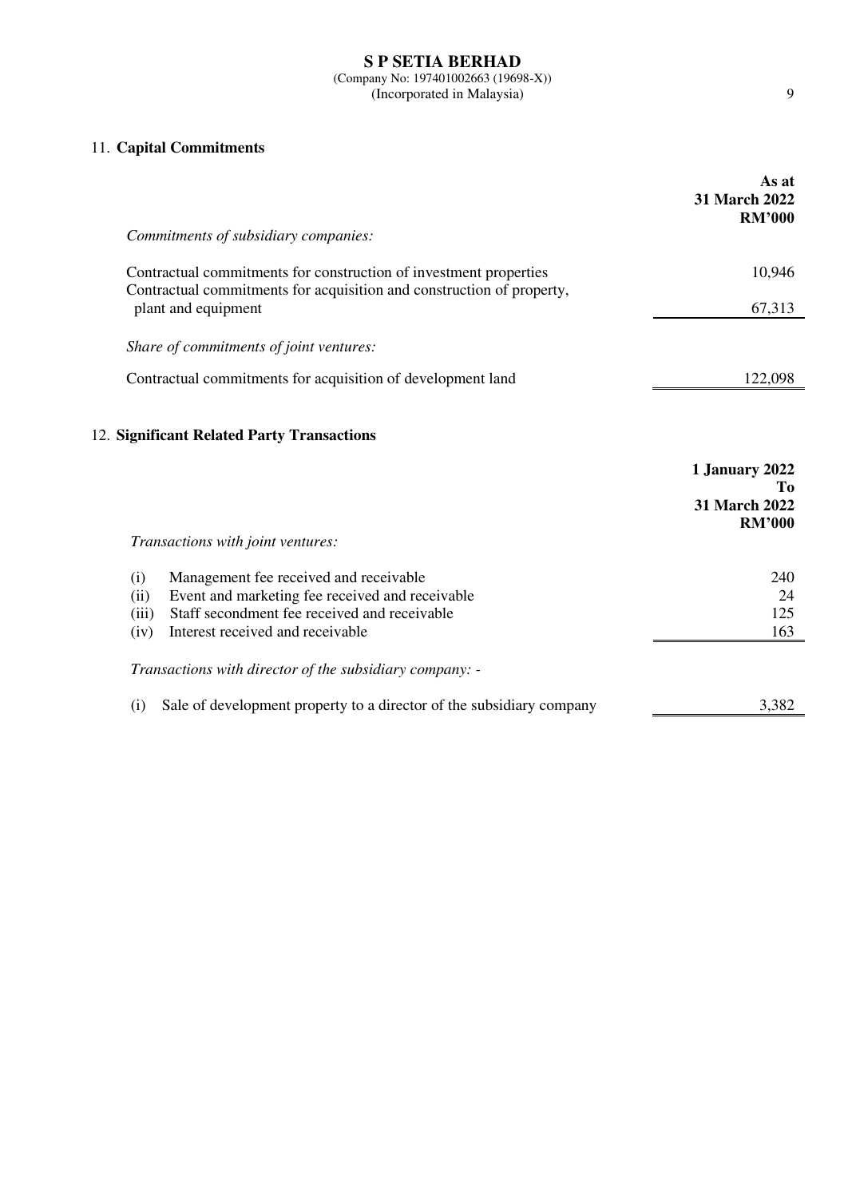## 11. **Capital Commitments**

| | As at 31 March 2022 RM'000 |
|---|---|
| *Commitments of subsidiary companies:* | |
| Contractual commitments for construction of investment properties | 10,946 |
| Contractual commitments for acquisition and construction of property, plant and equipment | 67,313 |
| *Share of commitments of joint ventures:* | |
| Contractual commitments for acquisition of development land | 122,098 |

## 12. **Significant Related Party Transactions**

| | 1 January 2022 To 31 March 2022 RM'000 |
|---|---|
| *Transactions with joint ventures:* | |
| (i) Management fee received and receivable | 240 |
| (ii) Event and marketing fee received and receivable | 24 |
| (iii) Staff secondment fee received and receivable | 125 |
| (iv) Interest received and receivable | 163 |
| *Transactions with director of the subsidiary company: -* | |
| (i) Sale of development property to a director of the subsidiary company | 3,382 |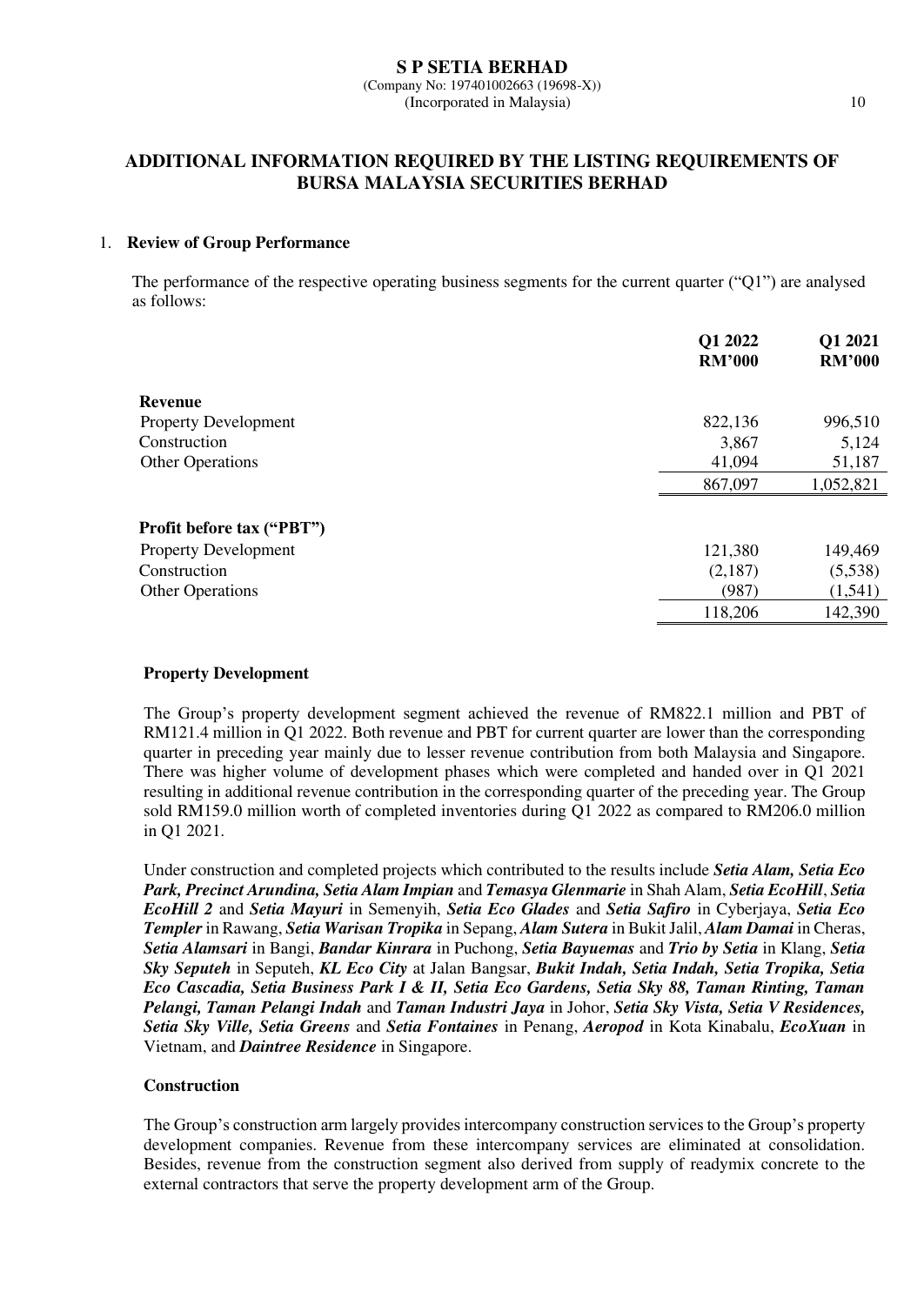## ADDITIONAL INFORMATION REQUIRED BY THE LISTING REQUIREMENTS OF BURSA MALAYSIA SECURITIES BERHAD

### 1. Review of Group Performance

The performance of the respective operating business segments for the current quarter ("Q1") are analysed as follows:

| | Q1 2022 RM'000 | Q1 2021 RM'000 |
|---|---|---|
| **Revenue** | | |
| Property Development | 822,136 | 996,510 |
| Construction | 3,867 | 5,124 |
| Other Operations | 41,094 | 51,187 |
| | 867,097 | 1,052,821 |
| **Profit before tax ("PBT")** | | |
| Property Development | 121,380 | 149,469 |
| Construction | (2,187) | (5,538) |
| Other Operations | (987) | (1,541) |
| | 118,206 | 142,390 |

**Property Development**

The Group's property development segment achieved the revenue of RM822.1 million and PBT of RM121.4 million in Q1 2022. Both revenue and PBT for current quarter are lower than the corresponding quarter in preceding year mainly due to lesser revenue contribution from both Malaysia and Singapore. There was higher volume of development phases which were completed and handed over in Q1 2021 resulting in additional revenue contribution in the corresponding quarter of the preceding year. The Group sold RM159.0 million worth of completed inventories during Q1 2022 as compared to RM206.0 million in Q1 2021.

Under construction and completed projects which contributed to the results include ***Setia Alam, Setia Eco Park, Precinct Arundina, Setia Alam Impian*** and ***Temasya Glenmarie*** in Shah Alam, ***Setia EcoHill***, ***Setia EcoHill 2*** and ***Setia Mayuri*** in Semenyih, ***Setia Eco Glades*** and ***Setia Safiro*** in Cyberjaya, ***Setia Eco Templer*** in Rawang, ***Setia Warisan Tropika*** in Sepang, ***Alam Sutera*** in Bukit Jalil, ***Alam Damai*** in Cheras, ***Setia Alamsari*** in Bangi, ***Bandar Kinrara*** in Puchong, ***Setia Bayuemas*** and ***Trio by Setia*** in Klang, ***Setia Sky Seputeh*** in Seputeh, ***KL Eco City*** at Jalan Bangsar, ***Bukit Indah, Setia Indah, Setia Tropika, Setia Eco Cascadia, Setia Business Park I & II, Setia Eco Gardens, Setia Sky 88, Taman Rinting, Taman Pelangi, Taman Pelangi Indah*** and ***Taman Industri Jaya*** in Johor, ***Setia Sky Vista, Setia V Residences, Setia Sky Ville, Setia Greens*** and ***Setia Fontaines*** in Penang, ***Aeropod*** in Kota Kinabalu, ***EcoXuan*** in Vietnam, and ***Daintree Residence*** in Singapore.

**Construction**

The Group's construction arm largely provides intercompany construction services to the Group's property development companies. Revenue from these intercompany services are eliminated at consolidation. Besides, revenue from the construction segment also derived from supply of readymix concrete to the external contractors that serve the property development arm of the Group.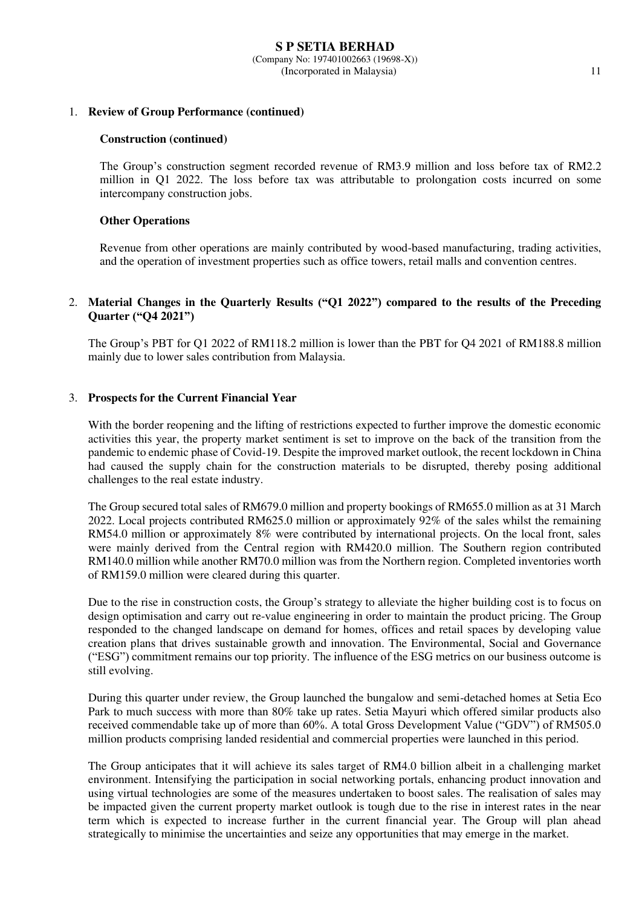1. **Review of Group Performance (continued)**

**Construction (continued)**

The Group's construction segment recorded revenue of RM3.9 million and loss before tax of RM2.2 million in Q1 2022. The loss before tax was attributable to prolongation costs incurred on some intercompany construction jobs.

**Other Operations**

Revenue from other operations are mainly contributed by wood-based manufacturing, trading activities, and the operation of investment properties such as office towers, retail malls and convention centres.

2. **Material Changes in the Quarterly Results ("Q1 2022") compared to the results of the Preceding Quarter ("Q4 2021")**

The Group's PBT for Q1 2022 of RM118.2 million is lower than the PBT for Q4 2021 of RM188.8 million mainly due to lower sales contribution from Malaysia.

3. **Prospects for the Current Financial Year**

With the border reopening and the lifting of restrictions expected to further improve the domestic economic activities this year, the property market sentiment is set to improve on the back of the transition from the pandemic to endemic phase of Covid-19. Despite the improved market outlook, the recent lockdown in China had caused the supply chain for the construction materials to be disrupted, thereby posing additional challenges to the real estate industry.

The Group secured total sales of RM679.0 million and property bookings of RM655.0 million as at 31 March 2022. Local projects contributed RM625.0 million or approximately 92% of the sales whilst the remaining RM54.0 million or approximately 8% were contributed by international projects. On the local front, sales were mainly derived from the Central region with RM420.0 million. The Southern region contributed RM140.0 million while another RM70.0 million was from the Northern region. Completed inventories worth of RM159.0 million were cleared during this quarter.

Due to the rise in construction costs, the Group's strategy to alleviate the higher building cost is to focus on design optimisation and carry out re-value engineering in order to maintain the product pricing. The Group responded to the changed landscape on demand for homes, offices and retail spaces by developing value creation plans that drives sustainable growth and innovation. The Environmental, Social and Governance ("ESG") commitment remains our top priority. The influence of the ESG metrics on our business outcome is still evolving.

During this quarter under review, the Group launched the bungalow and semi-detached homes at Setia Eco Park to much success with more than 80% take up rates. Setia Mayuri which offered similar products also received commendable take up of more than 60%. A total Gross Development Value ("GDV") of RM505.0 million products comprising landed residential and commercial properties were launched in this period.

The Group anticipates that it will achieve its sales target of RM4.0 billion albeit in a challenging market environment. Intensifying the participation in social networking portals, enhancing product innovation and using virtual technologies are some of the measures undertaken to boost sales. The realisation of sales may be impacted given the current property market outlook is tough due to the rise in interest rates in the near term which is expected to increase further in the current financial year. The Group will plan ahead strategically to minimise the uncertainties and seize any opportunities that may emerge in the market.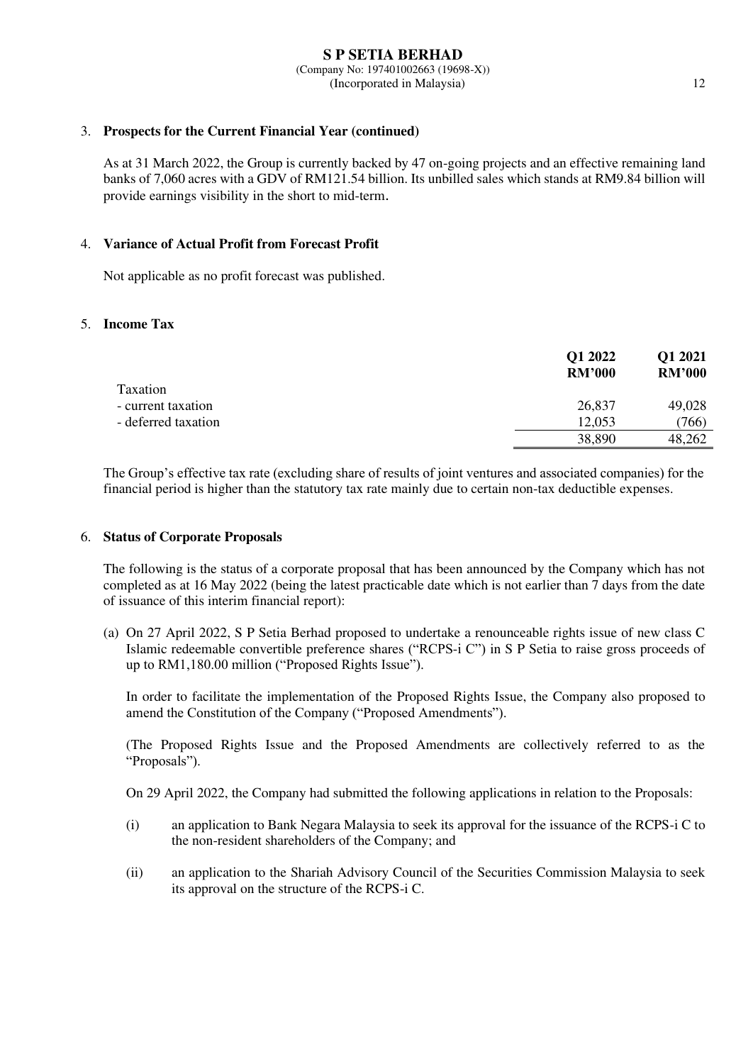### 3. Prospects for the Current Financial Year (continued)

As at 31 March 2022, the Group is currently backed by 47 on-going projects and an effective remaining land banks of 7,060 acres with a GDV of RM121.54 billion. Its unbilled sales which stands at RM9.84 billion will provide earnings visibility in the short to mid-term.

### 4. Variance of Actual Profit from Forecast Profit

Not applicable as no profit forecast was published.

### 5. Income Tax

| | Q1 2022 RM'000 | Q1 2021 RM'000 |
|---|---|---|
| Taxation | | |
| - current taxation | 26,837 | 49,028 |
| - deferred taxation | 12,053 | (766) |
| | 38,890 | 48,262 |

The Group's effective tax rate (excluding share of results of joint ventures and associated companies) for the financial period is higher than the statutory tax rate mainly due to certain non-tax deductible expenses.

### 6. Status of Corporate Proposals

The following is the status of a corporate proposal that has been announced by the Company which has not completed as at 16 May 2022 (being the latest practicable date which is not earlier than 7 days from the date of issuance of this interim financial report):

(a) On 27 April 2022, S P Setia Berhad proposed to undertake a renounceable rights issue of new class C Islamic redeemable convertible preference shares ("RCPS-i C") in S P Setia to raise gross proceeds of up to RM1,180.00 million ("Proposed Rights Issue").

In order to facilitate the implementation of the Proposed Rights Issue, the Company also proposed to amend the Constitution of the Company ("Proposed Amendments").

(The Proposed Rights Issue and the Proposed Amendments are collectively referred to as the "Proposals").

On 29 April 2022, the Company had submitted the following applications in relation to the Proposals:

(i) an application to Bank Negara Malaysia to seek its approval for the issuance of the RCPS-i C to the non-resident shareholders of the Company; and

(ii) an application to the Shariah Advisory Council of the Securities Commission Malaysia to seek its approval on the structure of the RCPS-i C.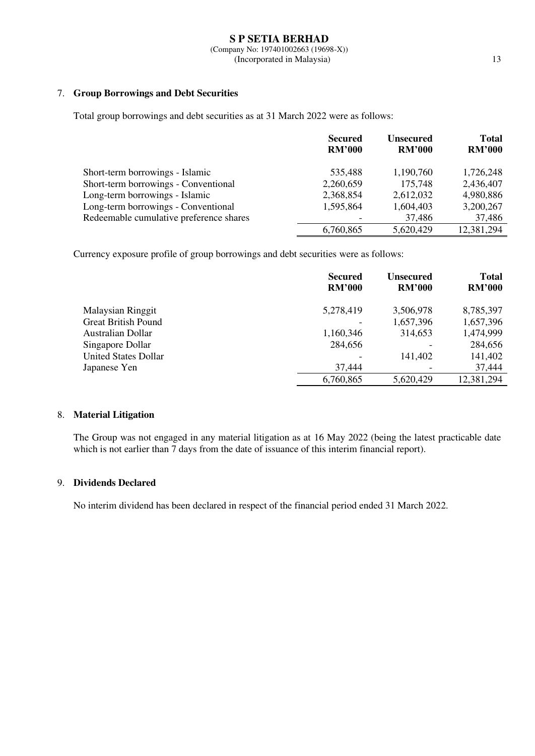## 7. Group Borrowings and Debt Securities

Total group borrowings and debt securities as at 31 March 2022 were as follows:

| | Secured RM'000 | Unsecured RM'000 | Total RM'000 |
|---|---|---|---|
| Short-term borrowings - Islamic | 535,488 | 1,190,760 | 1,726,248 |
| Short-term borrowings - Conventional | 2,260,659 | 175,748 | 2,436,407 |
| Long-term borrowings - Islamic | 2,368,854 | 2,612,032 | 4,980,886 |
| Long-term borrowings - Conventional | 1,595,864 | 1,604,403 | 3,200,267 |
| Redeemable cumulative preference shares | - | 37,486 | 37,486 |
| | 6,760,865 | 5,620,429 | 12,381,294 |

Currency exposure profile of group borrowings and debt securities were as follows:

| | Secured RM'000 | Unsecured RM'000 | Total RM'000 |
|---|---|---|---|
| Malaysian Ringgit | 5,278,419 | 3,506,978 | 8,785,397 |
| Great British Pound | - | 1,657,396 | 1,657,396 |
| Australian Dollar | 1,160,346 | 314,653 | 1,474,999 |
| Singapore Dollar | 284,656 | - | 284,656 |
| United States Dollar | - | 141,402 | 141,402 |
| Japanese Yen | 37,444 | - | 37,444 |
| | 6,760,865 | 5,620,429 | 12,381,294 |

## 8. Material Litigation

The Group was not engaged in any material litigation as at 16 May 2022 (being the latest practicable date which is not earlier than 7 days from the date of issuance of this interim financial report).

## 9. Dividends Declared

No interim dividend has been declared in respect of the financial period ended 31 March 2022.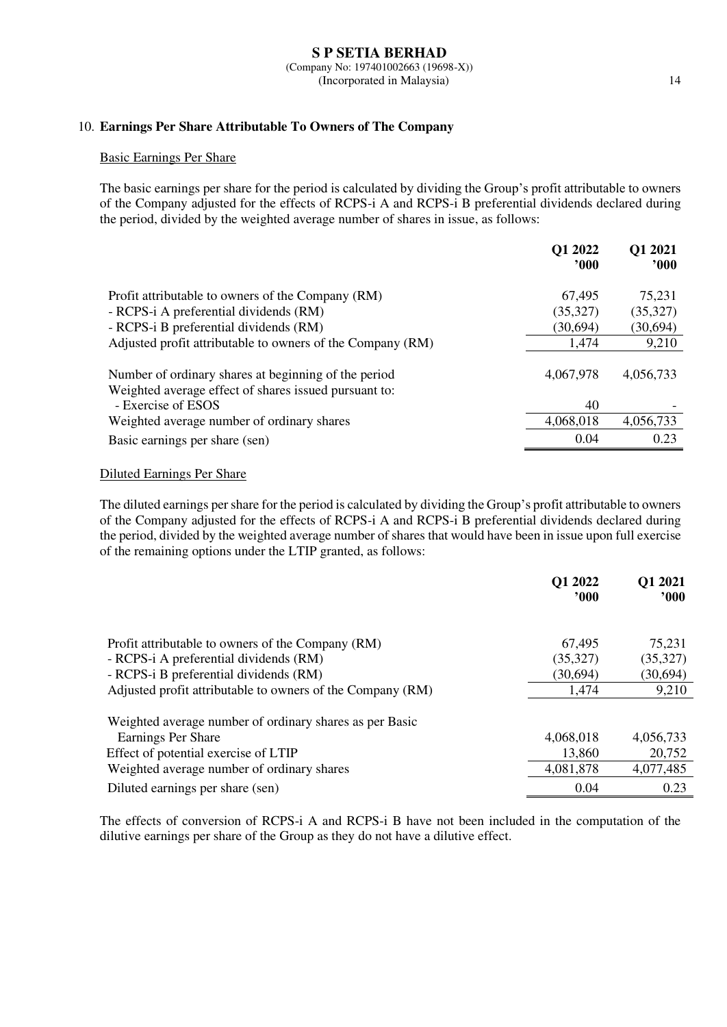## 10. **Earnings Per Share Attributable To Owners of The Company**

### Basic Earnings Per Share

The basic earnings per share for the period is calculated by dividing the Group's profit attributable to owners of the Company adjusted for the effects of RCPS-i A and RCPS-i B preferential dividends declared during the period, divided by the weighted average number of shares in issue, as follows:

| | Q1 2022 '000 | Q1 2021 '000 |
|---|---|---|
| Profit attributable to owners of the Company (RM) | 67,495 | 75,231 |
| - RCPS-i A preferential dividends (RM) | (35,327) | (35,327) |
| - RCPS-i B preferential dividends (RM) | (30,694) | (30,694) |
| Adjusted profit attributable to owners of the Company (RM) | 1,474 | 9,210 |
| | | |
| Number of ordinary shares at beginning of the period | 4,067,978 | 4,056,733 |
| Weighted average effect of shares issued pursuant to: | | |
| - Exercise of ESOS | 40 | - |
| Weighted average number of ordinary shares | 4,068,018 | 4,056,733 |
| Basic earnings per share (sen) | 0.04 | 0.23 |

### Diluted Earnings Per Share

The diluted earnings per share for the period is calculated by dividing the Group's profit attributable to owners of the Company adjusted for the effects of RCPS-i A and RCPS-i B preferential dividends declared during the period, divided by the weighted average number of shares that would have been in issue upon full exercise of the remaining options under the LTIP granted, as follows:

| | Q1 2022 '000 | Q1 2021 '000 |
|---|---|---|
| Profit attributable to owners of the Company (RM) | 67,495 | 75,231 |
| - RCPS-i A preferential dividends (RM) | (35,327) | (35,327) |
| - RCPS-i B preferential dividends (RM) | (30,694) | (30,694) |
| Adjusted profit attributable to owners of the Company (RM) | 1,474 | 9,210 |
| | | |
| Weighted average number of ordinary shares as per Basic Earnings Per Share | 4,068,018 | 4,056,733 |
| Effect of potential exercise of LTIP | 13,860 | 20,752 |
| Weighted average number of ordinary shares | 4,081,878 | 4,077,485 |
| Diluted earnings per share (sen) | 0.04 | 0.23 |

The effects of conversion of RCPS-i A and RCPS-i B have not been included in the computation of the dilutive earnings per share of the Group as they do not have a dilutive effect.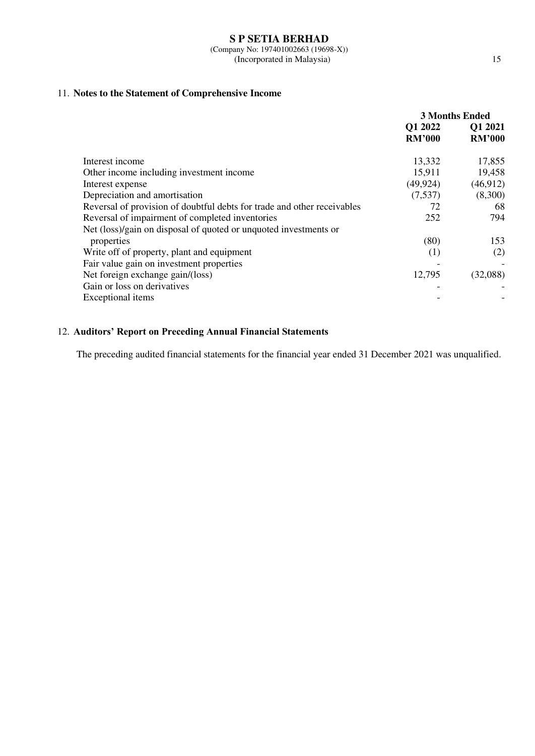## 11. Notes to the Statement of Comprehensive Income

| | 3 Months Ended | |
|---|---|---|
| | Q1 2022 RM'000 | Q1 2021 RM'000 |
| Interest income | 13,332 | 17,855 |
| Other income including investment income | 15,911 | 19,458 |
| Interest expense | (49,924) | (46,912) |
| Depreciation and amortisation | (7,537) | (8,300) |
| Reversal of provision of doubtful debts for trade and other receivables | 72 | 68 |
| Reversal of impairment of completed inventories | 252 | 794 |
| Net (loss)/gain on disposal of quoted or unquoted investments or properties | (80) | 153 |
| Write off of property, plant and equipment | (1) | (2) |
| Fair value gain on investment properties | - | - |
| Net foreign exchange gain/(loss) | 12,795 | (32,088) |
| Gain or loss on derivatives | - | - |
| Exceptional items | - | - |

## 12. Auditors' Report on Preceding Annual Financial Statements

The preceding audited financial statements for the financial year ended 31 December 2021 was unqualified.